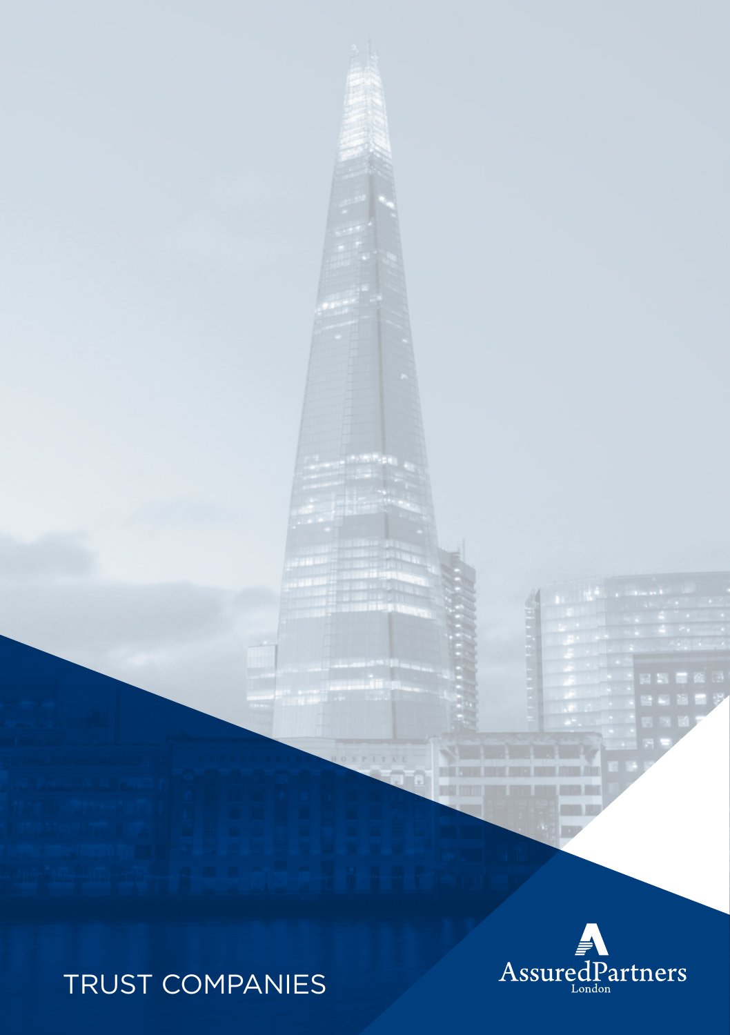# TRUST COMPANIES

AssuredPartners
London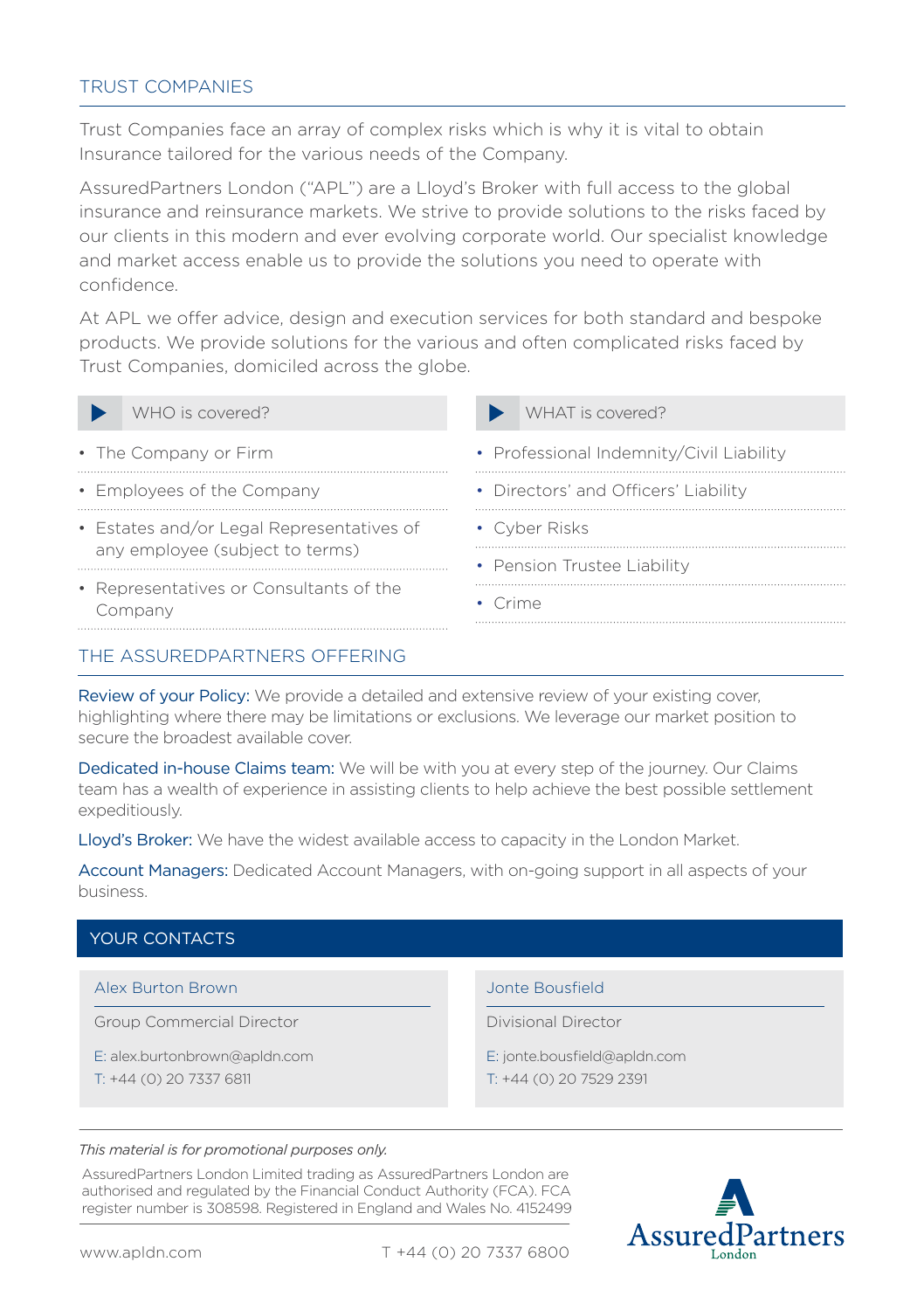## TRUST COMPANIES

Trust Companies face an array of complex risks which is why it is vital to obtain Insurance tailored for the various needs of the Company.

AssuredPartners London ("APL") are a Lloyd's Broker with full access to the global insurance and reinsurance markets. We strive to provide solutions to the risks faced by our clients in this modern and ever evolving corporate world. Our specialist knowledge and market access enable us to provide the solutions you need to operate with confidence.

At APL we offer advice, design and execution services for both standard and bespoke products. We provide solutions for the various and often complicated risks faced by Trust Companies, domiciled across the globe.

### WHO is covered?

- The Company or Firm
- Employees of the Company
- Estates and/or Legal Representatives of any employee (subject to terms)
- Representatives or Consultants of the Company

### WHAT is covered?

- Professional Indemnity/Civil Liability
- Directors' and Officers' Liability
- Cyber Risks
- Pension Trustee Liability
- Crime

## THE ASSUREDPARTNERS OFFERING

**Review of your Policy:** We provide a detailed and extensive review of your existing cover, highlighting where there may be limitations or exclusions. We leverage our market position to secure the broadest available cover.

**Dedicated in-house Claims team:** We will be with you at every step of the journey. Our Claims team has a wealth of experience in assisting clients to help achieve the best possible settlement expeditiously.

**Lloyd's Broker:** We have the widest available access to capacity in the London Market.

**Account Managers:** Dedicated Account Managers, with on-going support in all aspects of your business.

## YOUR CONTACTS

**Alex Burton Brown**

Group Commercial Director

E: alex.burtonbrown@apldn.com
T: +44 (0) 20 7337 6811

**Jonte Bousfield**

Divisional Director

E: jonte.bousfield@apldn.com
T: +44 (0) 20 7529 2391

*This material is for promotional purposes only.*

AssuredPartners London Limited trading as AssuredPartners London are authorised and regulated by the Financial Conduct Authority (FCA). FCA register number is 308598. Registered in England and Wales No. 4152499

www.apldn.com T +44 (0) 20 7337 6800

AssuredPartners London